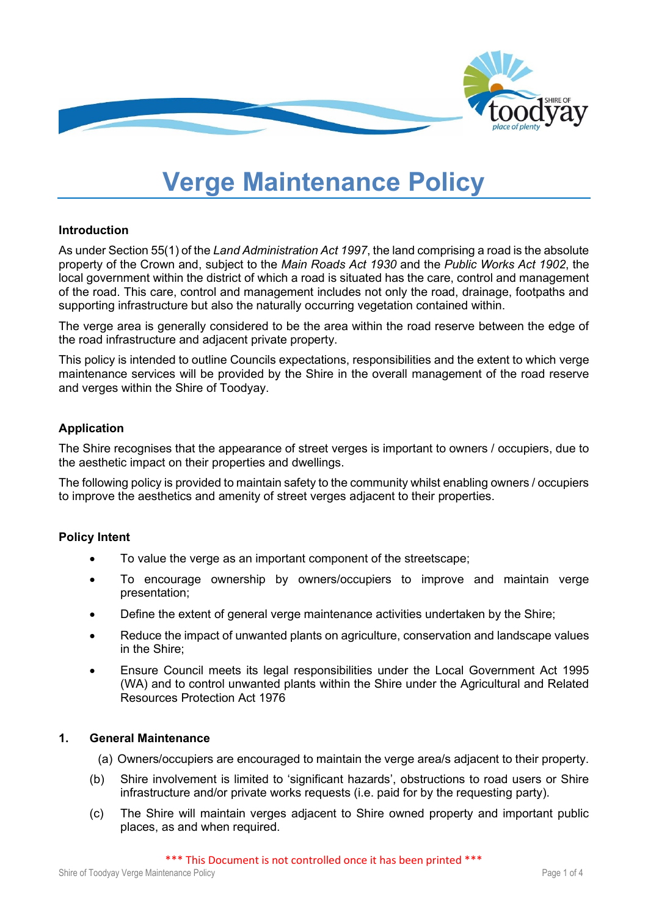# Verge Maintenance Policy

## Introduction

As under Section 55(1) of the *Land Administration Act 1997*, the land comprising a road is the absolute property of the Crown and, subject to the *Main Roads Act 1930* and the *Public Works Act 1902*, the local government within the district of which a road is situated has the care, control and management of the road. This care, control and management includes not only the road, drainage, footpaths and supporting infrastructure but also the naturally occurring vegetation contained within.

The verge area is generally considered to be the area within the road reserve between the edge of the road infrastructure and adjacent private property.

This policy is intended to outline Councils expectations, responsibilities and the extent to which verge maintenance services will be provided by the Shire in the overall management of the road reserve and verges within the Shire of Toodyay.

## Application

The Shire recognises that the appearance of street verges is important to owners / occupiers, due to the aesthetic impact on their properties and dwellings.

The following policy is provided to maintain safety to the community whilst enabling owners / occupiers to improve the aesthetics and amenity of street verges adjacent to their properties.

## Policy Intent

- To value the verge as an important component of the streetscape;
- To encourage ownership by owners/occupiers to improve and maintain verge presentation;
- Define the extent of general verge maintenance activities undertaken by the Shire;
- Reduce the impact of unwanted plants on agriculture, conservation and landscape values in the Shire;
- Ensure Council meets its legal responsibilities under the Local Government Act 1995 (WA) and to control unwanted plants within the Shire under the Agricultural and Related Resources Protection Act 1976

## 1. General Maintenance

(a) Owners/occupiers are encouraged to maintain the verge area/s adjacent to their property.

(b) Shire involvement is limited to 'significant hazards', obstructions to road users or Shire infrastructure and/or private works requests (i.e. paid for by the requesting party).

(c) The Shire will maintain verges adjacent to Shire owned property and important public places, as and when required.

\*\*\* This Document is not controlled once it has been printed \*\*\*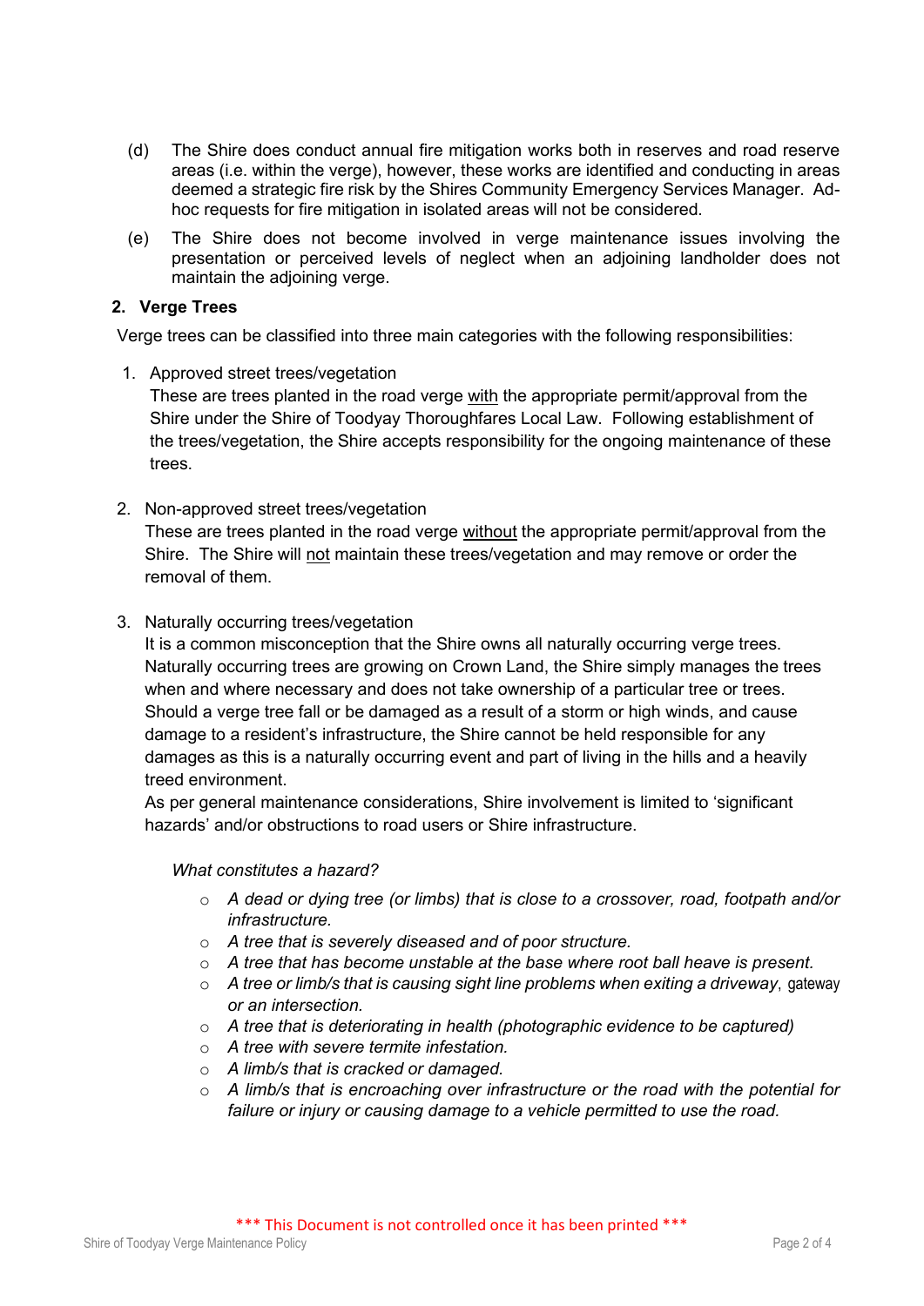(d) The Shire does conduct annual fire mitigation works both in reserves and road reserve areas (i.e. within the verge), however, these works are identified and conducting in areas deemed a strategic fire risk by the Shires Community Emergency Services Manager. Ad-hoc requests for fire mitigation in isolated areas will not be considered.

(e) The Shire does not become involved in verge maintenance issues involving the presentation or perceived levels of neglect when an adjoining landholder does not maintain the adjoining verge.

## 2. Verge Trees

Verge trees can be classified into three main categories with the following responsibilities:

1. Approved street trees/vegetation
   These are trees planted in the road verge <u>with</u> the appropriate permit/approval from the Shire under the Shire of Toodyay Thoroughfares Local Law. Following establishment of the trees/vegetation, the Shire accepts responsibility for the ongoing maintenance of these trees.

2. Non-approved street trees/vegetation
   These are trees planted in the road verge <u>without</u> the appropriate permit/approval from the Shire. The Shire will <u>not</u> maintain these trees/vegetation and may remove or order the removal of them.

3. Naturally occurring trees/vegetation
   It is a common misconception that the Shire owns all naturally occurring verge trees. Naturally occurring trees are growing on Crown Land, the Shire simply manages the trees when and where necessary and does not take ownership of a particular tree or trees. Should a verge tree fall or be damaged as a result of a storm or high winds, and cause damage to a resident's infrastructure, the Shire cannot be held responsible for any damages as this is a naturally occurring event and part of living in the hills and a heavily treed environment.
   As per general maintenance considerations, Shire involvement is limited to 'significant hazards' and/or obstructions to road users or Shire infrastructure.

   *What constitutes a hazard?*

   - *A dead or dying tree (or limbs) that is close to a crossover, road, footpath and/or infrastructure.*
   - *A tree that is severely diseased and of poor structure.*
   - *A tree that has become unstable at the base where root ball heave is present.*
   - *A tree or limb/s that is causing sight line problems when exiting a driveway*, gateway *or an intersection.*
   - *A tree that is deteriorating in health (photographic evidence to be captured)*
   - *A tree with severe termite infestation.*
   - *A limb/s that is cracked or damaged.*
   - *A limb/s that is encroaching over infrastructure or the road with the potential for failure or injury or causing damage to a vehicle permitted to use the road.*

\*\*\* This Document is not controlled once it has been printed \*\*\*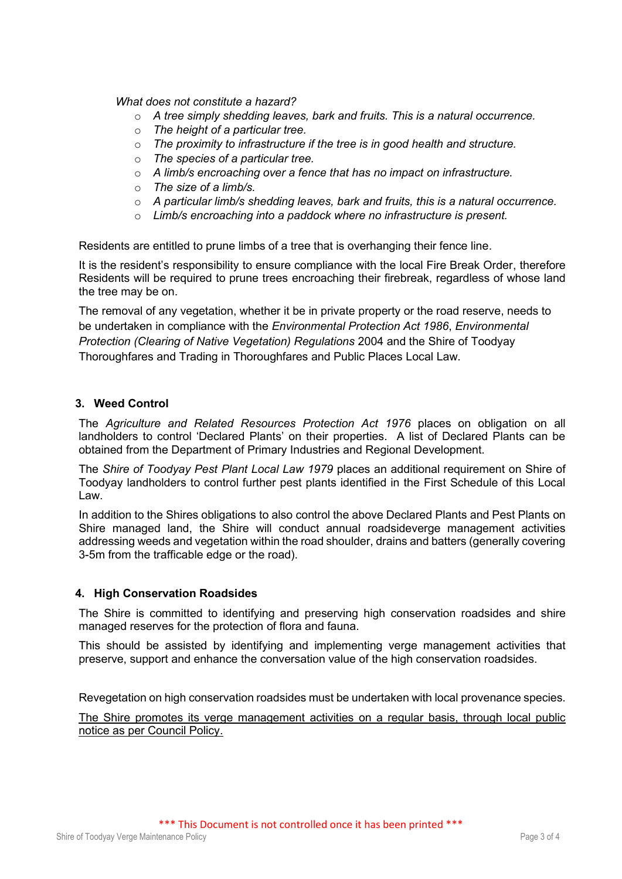*What does not constitute a hazard?*

- *A tree simply shedding leaves, bark and fruits. This is a natural occurrence.*
- *The height of a particular tree.*
- *The proximity to infrastructure if the tree is in good health and structure.*
- *The species of a particular tree.*
- *A limb/s encroaching over a fence that has no impact on infrastructure.*
- *The size of a limb/s.*
- *A particular limb/s shedding leaves, bark and fruits, this is a natural occurrence.*
- *Limb/s encroaching into a paddock where no infrastructure is present.*

Residents are entitled to prune limbs of a tree that is overhanging their fence line.

It is the resident's responsibility to ensure compliance with the local Fire Break Order, therefore Residents will be required to prune trees encroaching their firebreak, regardless of whose land the tree may be on.

The removal of any vegetation, whether it be in private property or the road reserve, needs to be undertaken in compliance with the *Environmental Protection Act 1986*, *Environmental Protection (Clearing of Native Vegetation) Regulations* 2004 and the Shire of Toodyay Thoroughfares and Trading in Thoroughfares and Public Places Local Law.

## 3. Weed Control

The *Agriculture and Related Resources Protection Act 1976* places on obligation on all landholders to control 'Declared Plants' on their properties. A list of Declared Plants can be obtained from the Department of Primary Industries and Regional Development.

The *Shire of Toodyay Pest Plant Local Law 1979* places an additional requirement on Shire of Toodyay landholders to control further pest plants identified in the First Schedule of this Local Law.

In addition to the Shires obligations to also control the above Declared Plants and Pest Plants on Shire managed land, the Shire will conduct annual roadsideverge management activities addressing weeds and vegetation within the road shoulder, drains and batters (generally covering 3-5m from the trafficable edge or the road).

## 4. High Conservation Roadsides

The Shire is committed to identifying and preserving high conservation roadsides and shire managed reserves for the protection of flora and fauna.

This should be assisted by identifying and implementing verge management activities that preserve, support and enhance the conversation value of the high conservation roadsides.

Revegetation on high conservation roadsides must be undertaken with local provenance species.

<u>The Shire promotes its verge management activities on a regular basis, through local public notice as per Council Policy.</u>

*** This Document is not controlled once it has been printed ***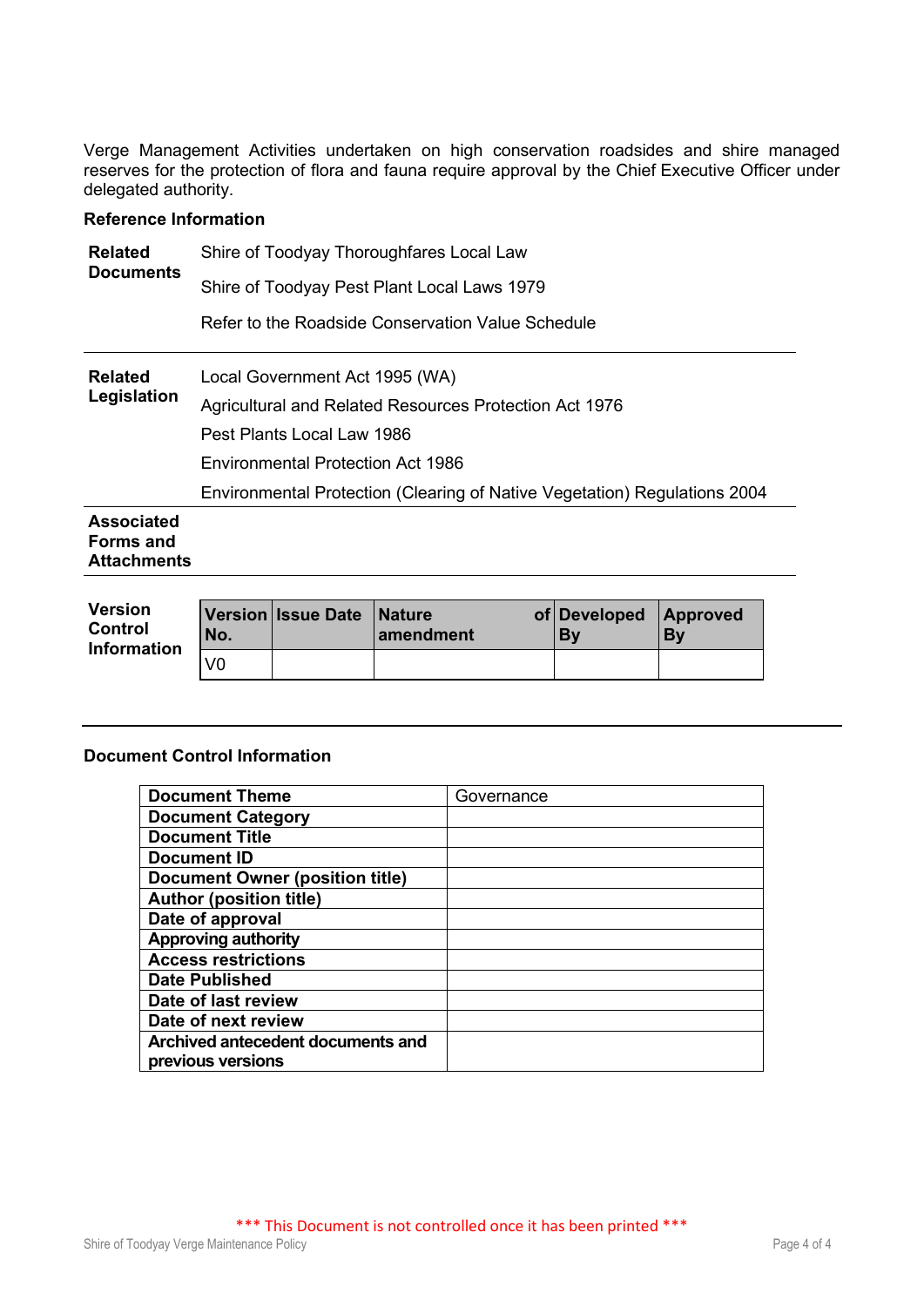Verge Management Activities undertaken on high conservation roadsides and shire managed reserves for the protection of flora and fauna require approval by the Chief Executive Officer under delegated authority.

**Reference Information**

| | |
|---|---|
| **Related Documents** | Shire of Toodyay Thoroughfares Local Law<br>Shire of Toodyay Pest Plant Local Laws 1979<br>Refer to the Roadside Conservation Value Schedule |
| **Related Legislation** | Local Government Act 1995 (WA)<br>Agricultural and Related Resources Protection Act 1976<br>Pest Plants Local Law 1986<br>Environmental Protection Act 1986<br>Environmental Protection (Clearing of Native Vegetation) Regulations 2004 |
| **Associated Forms and Attachments** | |

**Version Control Information**

| Version No. | Issue Date | Nature of amendment | Developed By | Approved By |
|---|---|---|---|---|
| V0 | | | | |

**Document Control Information**

| | |
|---|---|
| **Document Theme** | Governance |
| **Document Category** | |
| **Document Title** | |
| **Document ID** | |
| **Document Owner (position title)** | |
| **Author (position title)** | |
| **Date of approval** | |
| **Approving authority** | |
| **Access restrictions** | |
| **Date Published** | |
| **Date of last review** | |
| **Date of next review** | |
| **Archived antecedent documents and previous versions** | |

*** This Document is not controlled once it has been printed ***